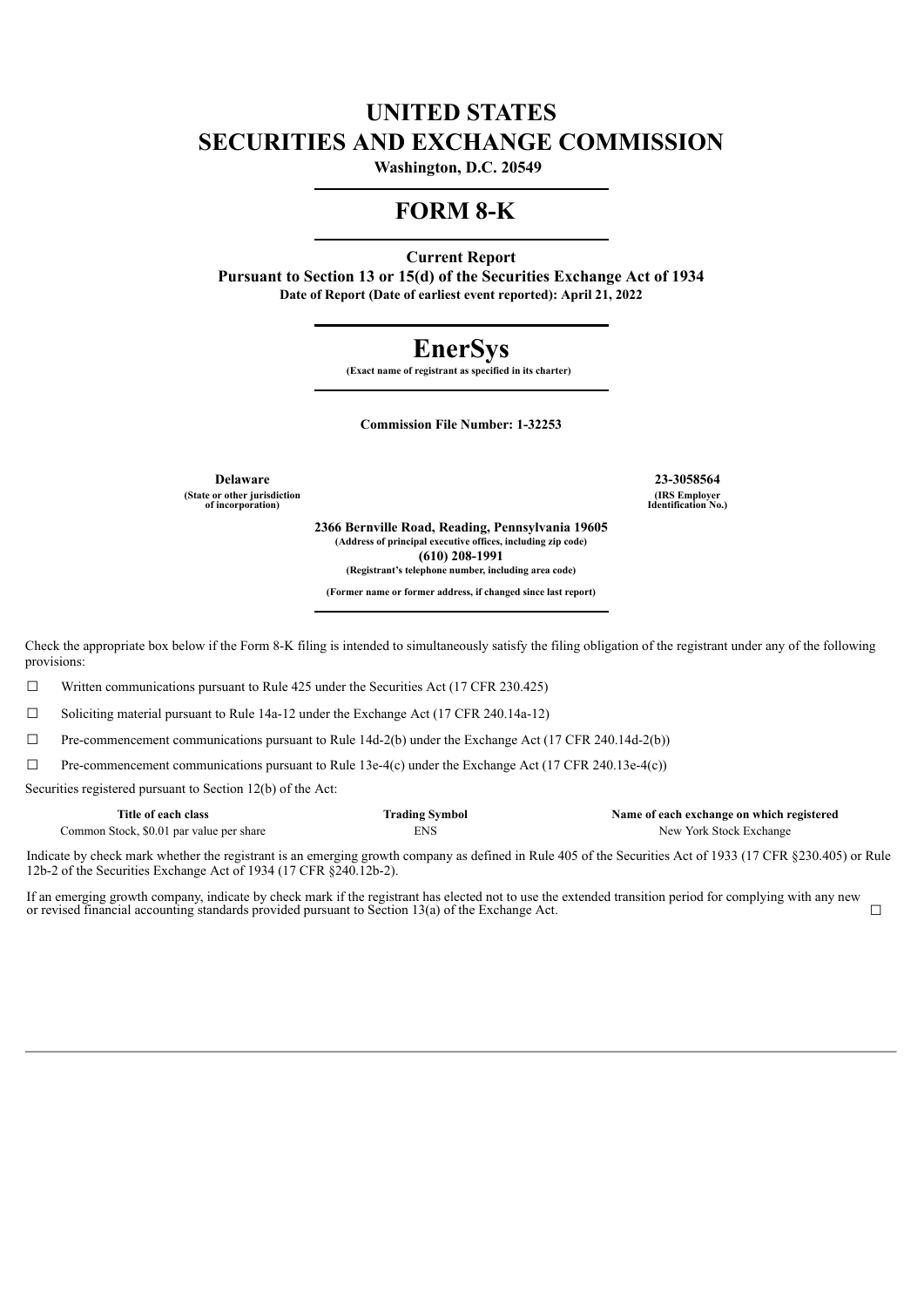# UNITED STATES
# SECURITIES AND EXCHANGE COMMISSION

**Washington, D.C. 20549**

---

# FORM 8-K

---

**Current Report**

**Pursuant to Section 13 or 15(d) of the Securities Exchange Act of 1934**

**Date of Report (Date of earliest event reported): April 21, 2022**

---

# EnerSys

**(Exact name of registrant as specified in its charter)**

---

**Commission File Number: 1-32253**

| **Delaware** | **23-3058564** |
|---|---|
| **(State or other jurisdiction of incorporation)** | **(IRS Employer Identification No.)** |

**2366 Bernville Road, Reading, Pennsylvania 19605**
**(Address of principal executive offices, including zip code)**

**(610) 208-1991**
**(Registrant's telephone number, including area code)**

**(Former name or former address, if changed since last report)**

---

Check the appropriate box below if the Form 8-K filing is intended to simultaneously satisfy the filing obligation of the registrant under any of the following provisions:

☐ Written communications pursuant to Rule 425 under the Securities Act (17 CFR 230.425)

☐ Soliciting material pursuant to Rule 14a-12 under the Exchange Act (17 CFR 240.14a-12)

☐ Pre-commencement communications pursuant to Rule 14d-2(b) under the Exchange Act (17 CFR 240.14d-2(b))

☐ Pre-commencement communications pursuant to Rule 13e-4(c) under the Exchange Act (17 CFR 240.13e-4(c))

Securities registered pursuant to Section 12(b) of the Act:

| Title of each class | Trading Symbol | Name of each exchange on which registered |
|---|---|---|
| Common Stock, $0.01 par value per share | ENS | New York Stock Exchange |

Indicate by check mark whether the registrant is an emerging growth company as defined in Rule 405 of the Securities Act of 1933 (17 CFR §230.405) or Rule 12b-2 of the Securities Exchange Act of 1934 (17 CFR §240.12b-2).

If an emerging growth company, indicate by check mark if the registrant has elected not to use the extended transition period for complying with any new or revised financial accounting standards provided pursuant to Section 13(a) of the Exchange Act. ☐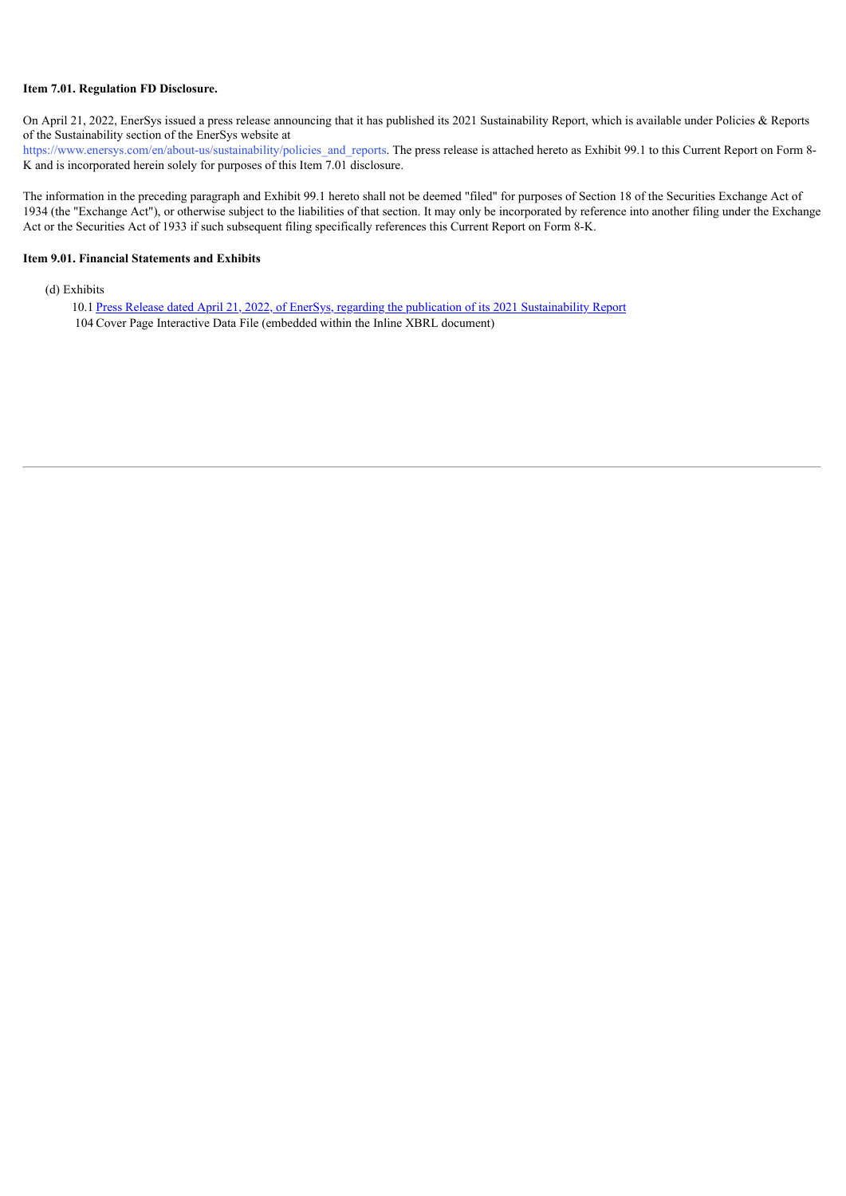**Item 7.01. Regulation FD Disclosure.**

On April 21, 2022, EnerSys issued a press release announcing that it has published its 2021 Sustainability Report, which is available under Policies & Reports of the Sustainability section of the EnerSys website at https://www.enersys.com/en/about-us/sustainability/policies_and_reports. The press release is attached hereto as Exhibit 99.1 to this Current Report on Form 8-K and is incorporated herein solely for purposes of this Item 7.01 disclosure.

The information in the preceding paragraph and Exhibit 99.1 hereto shall not be deemed "filed" for purposes of Section 18 of the Securities Exchange Act of 1934 (the "Exchange Act"), or otherwise subject to the liabilities of that section. It may only be incorporated by reference into another filing under the Exchange Act or the Securities Act of 1933 if such subsequent filing specifically references this Current Report on Form 8-K.

**Item 9.01. Financial Statements and Exhibits**

(d) Exhibits

10.1 Press Release dated April 21, 2022, of EnerSys, regarding the publication of its 2021 Sustainability Report
104 Cover Page Interactive Data File (embedded within the Inline XBRL document)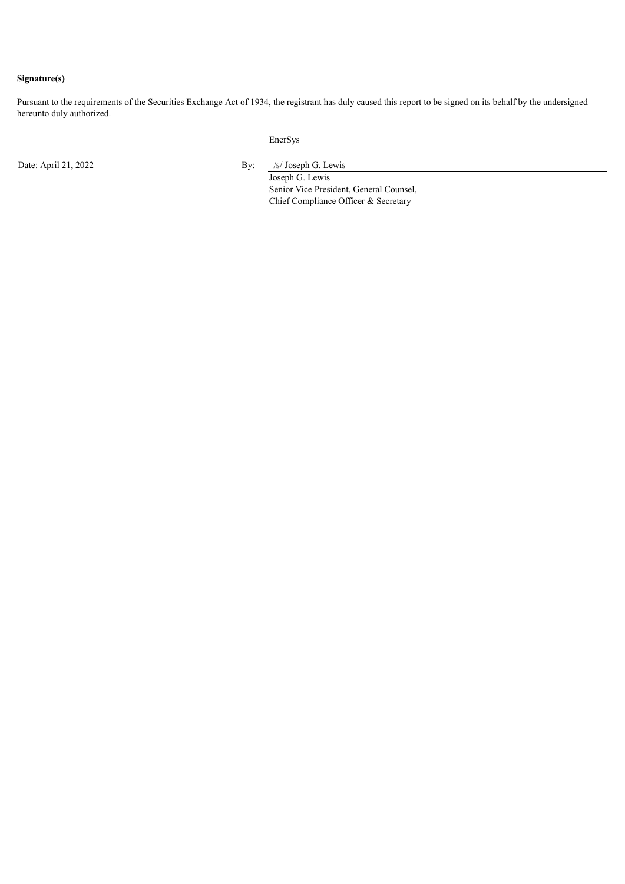**Signature(s)**

Pursuant to the requirements of the Securities Exchange Act of 1934, the registrant has duly caused this report to be signed on its behalf by the undersigned hereunto duly authorized.

EnerSys

Date: April 21, 2022

By: /s/ Joseph G. Lewis

Joseph G. Lewis
Senior Vice President, General Counsel,
Chief Compliance Officer & Secretary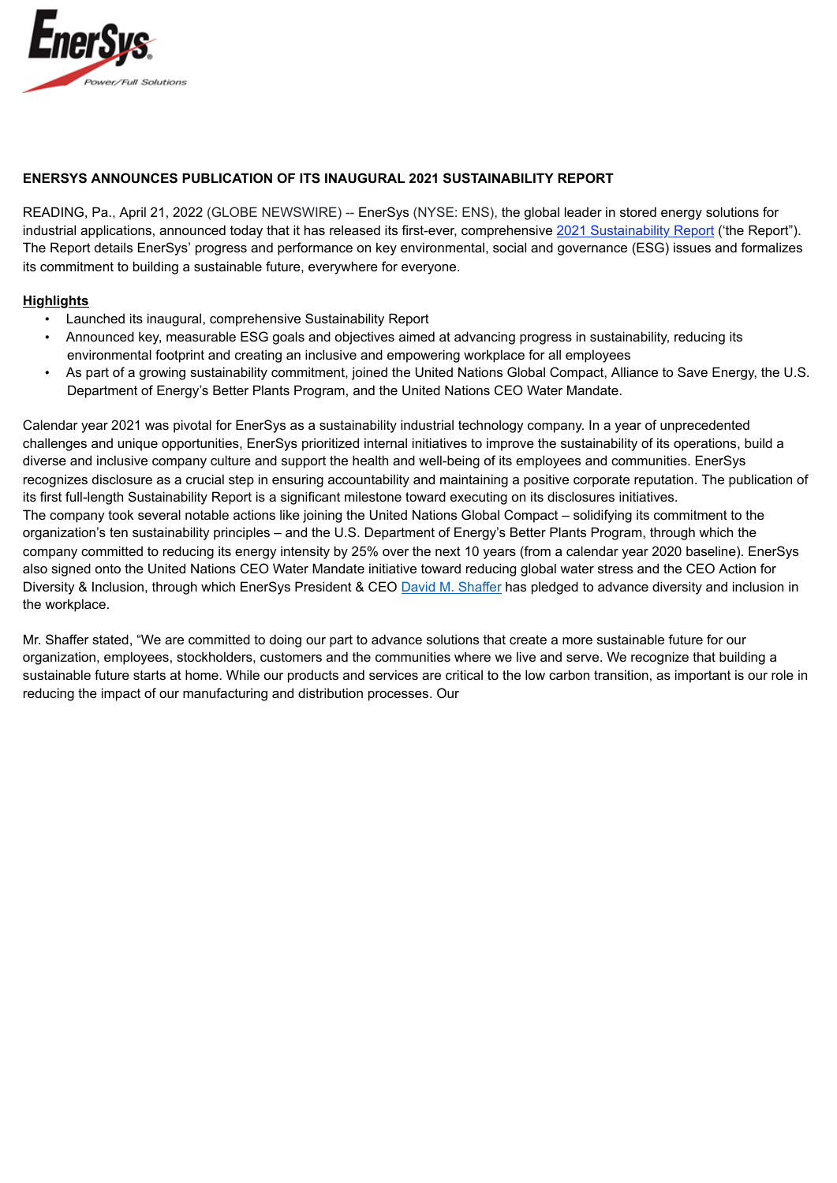**ENERSYS ANNOUNCES PUBLICATION OF ITS INAUGURAL 2021 SUSTAINABILITY REPORT**

READING, Pa., April 21, 2022 (GLOBE NEWSWIRE) -- EnerSys (NYSE: ENS), the global leader in stored energy solutions for industrial applications, announced today that it has released its first-ever, comprehensive 2021 Sustainability Report ('the Report"). The Report details EnerSys' progress and performance on key environmental, social and governance (ESG) issues and formalizes its commitment to building a sustainable future, everywhere for everyone.

**Highlights**

- Launched its inaugural, comprehensive Sustainability Report
- Announced key, measurable ESG goals and objectives aimed at advancing progress in sustainability, reducing its environmental footprint and creating an inclusive and empowering workplace for all employees
- As part of a growing sustainability commitment, joined the United Nations Global Compact, Alliance to Save Energy, the U.S. Department of Energy's Better Plants Program, and the United Nations CEO Water Mandate.

Calendar year 2021 was pivotal for EnerSys as a sustainability industrial technology company. In a year of unprecedented challenges and unique opportunities, EnerSys prioritized internal initiatives to improve the sustainability of its operations, build a diverse and inclusive company culture and support the health and well-being of its employees and communities. EnerSys recognizes disclosure as a crucial step in ensuring accountability and maintaining a positive corporate reputation. The publication of its first full-length Sustainability Report is a significant milestone toward executing on its disclosures initiatives.
The company took several notable actions like joining the United Nations Global Compact – solidifying its commitment to the organization's ten sustainability principles – and the U.S. Department of Energy's Better Plants Program, through which the company committed to reducing its energy intensity by 25% over the next 10 years (from a calendar year 2020 baseline). EnerSys also signed onto the United Nations CEO Water Mandate initiative toward reducing global water stress and the CEO Action for Diversity & Inclusion, through which EnerSys President & CEO David M. Shaffer has pledged to advance diversity and inclusion in the workplace.

Mr. Shaffer stated, "We are committed to doing our part to advance solutions that create a more sustainable future for our organization, employees, stockholders, customers and the communities where we live and serve. We recognize that building a sustainable future starts at home. While our products and services are critical to the low carbon transition, as important is our role in reducing the impact of our manufacturing and distribution processes. Our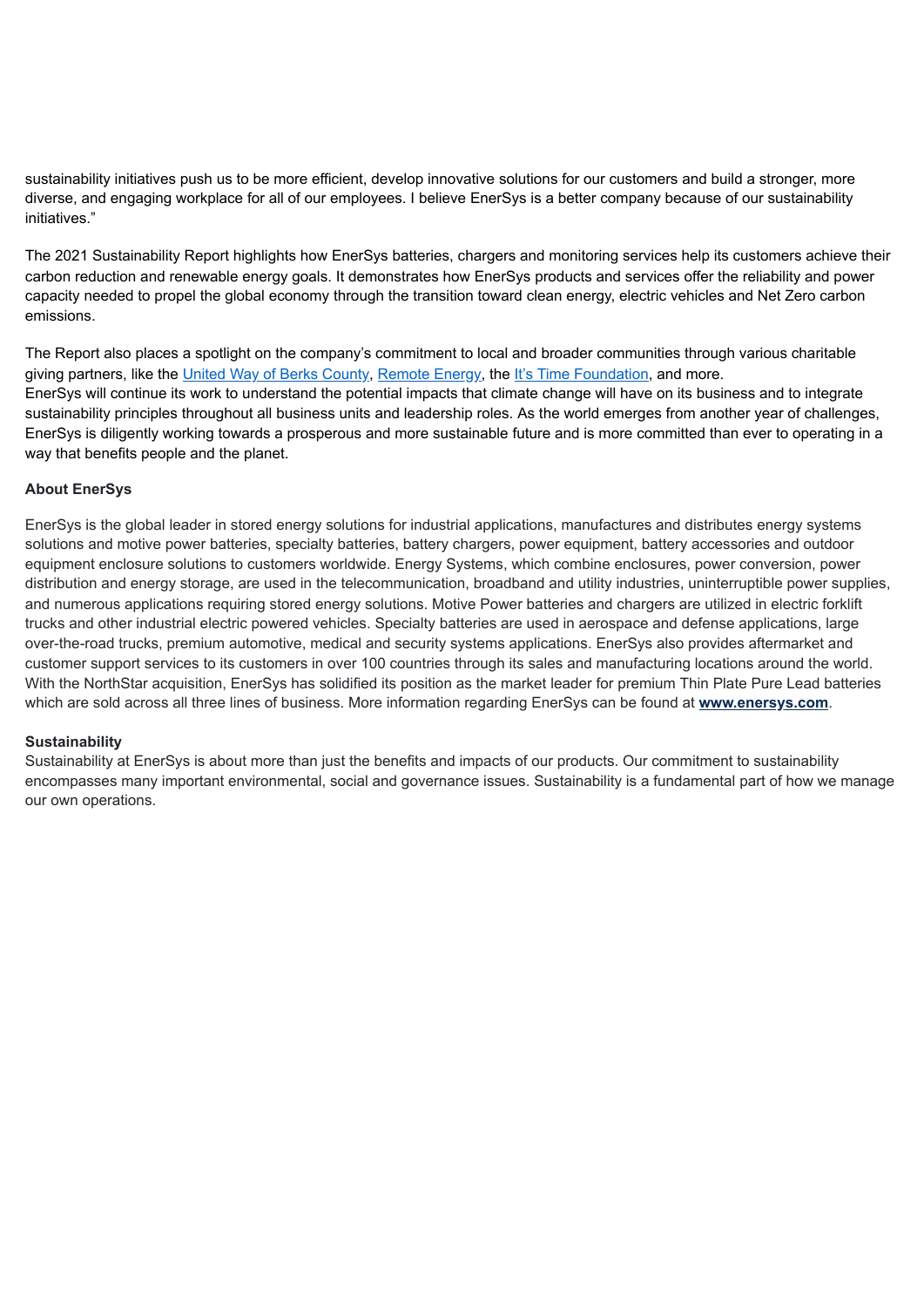sustainability initiatives push us to be more efficient, develop innovative solutions for our customers and build a stronger, more diverse, and engaging workplace for all of our employees. I believe EnerSys is a better company because of our sustainability initiatives."

The 2021 Sustainability Report highlights how EnerSys batteries, chargers and monitoring services help its customers achieve their carbon reduction and renewable energy goals. It demonstrates how EnerSys products and services offer the reliability and power capacity needed to propel the global economy through the transition toward clean energy, electric vehicles and Net Zero carbon emissions.

The Report also places a spotlight on the company's commitment to local and broader communities through various charitable giving partners, like the United Way of Berks County, Remote Energy, the It's Time Foundation, and more.
EnerSys will continue its work to understand the potential impacts that climate change will have on its business and to integrate sustainability principles throughout all business units and leadership roles. As the world emerges from another year of challenges, EnerSys is diligently working towards a prosperous and more sustainable future and is more committed than ever to operating in a way that benefits people and the planet.

**About EnerSys**

EnerSys is the global leader in stored energy solutions for industrial applications, manufactures and distributes energy systems solutions and motive power batteries, specialty batteries, battery chargers, power equipment, battery accessories and outdoor equipment enclosure solutions to customers worldwide. Energy Systems, which combine enclosures, power conversion, power distribution and energy storage, are used in the telecommunication, broadband and utility industries, uninterruptible power supplies, and numerous applications requiring stored energy solutions. Motive Power batteries and chargers are utilized in electric forklift trucks and other industrial electric powered vehicles. Specialty batteries are used in aerospace and defense applications, large over-the-road trucks, premium automotive, medical and security systems applications. EnerSys also provides aftermarket and customer support services to its customers in over 100 countries through its sales and manufacturing locations around the world. With the NorthStar acquisition, EnerSys has solidified its position as the market leader for premium Thin Plate Pure Lead batteries which are sold across all three lines of business. More information regarding EnerSys can be found at **www.enersys.com**.

**Sustainability**

Sustainability at EnerSys is about more than just the benefits and impacts of our products. Our commitment to sustainability encompasses many important environmental, social and governance issues. Sustainability is a fundamental part of how we manage our own operations.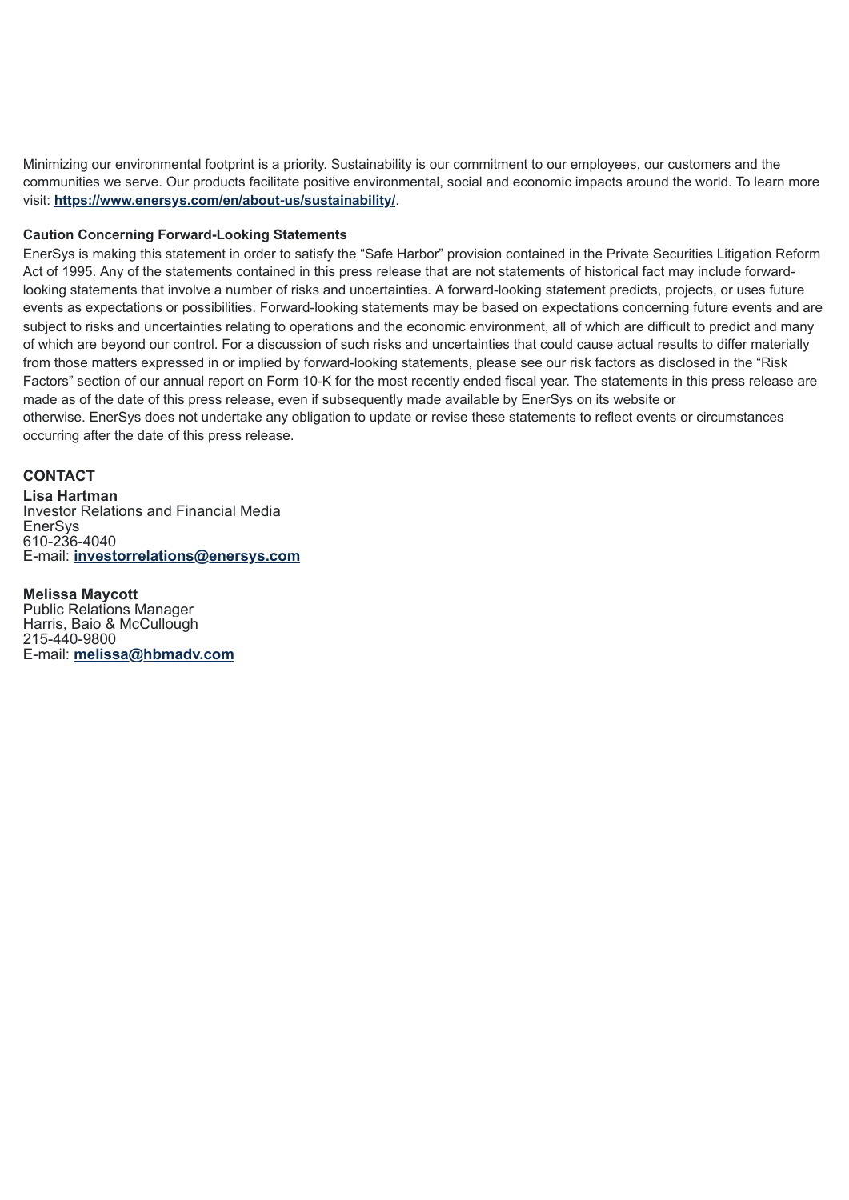Minimizing our environmental footprint is a priority. Sustainability is our commitment to our employees, our customers and the communities we serve. Our products facilitate positive environmental, social and economic impacts around the world. To learn more visit: **https://www.enersys.com/en/about-us/sustainability/**.

**Caution Concerning Forward-Looking Statements**

EnerSys is making this statement in order to satisfy the "Safe Harbor" provision contained in the Private Securities Litigation Reform Act of 1995. Any of the statements contained in this press release that are not statements of historical fact may include forward-looking statements that involve a number of risks and uncertainties. A forward-looking statement predicts, projects, or uses future events as expectations or possibilities. Forward-looking statements may be based on expectations concerning future events and are subject to risks and uncertainties relating to operations and the economic environment, all of which are difficult to predict and many of which are beyond our control. For a discussion of such risks and uncertainties that could cause actual results to differ materially from those matters expressed in or implied by forward-looking statements, please see our risk factors as disclosed in the "Risk Factors" section of our annual report on Form 10-K for the most recently ended fiscal year. The statements in this press release are made as of the date of this press release, even if subsequently made available by EnerSys on its website or otherwise. EnerSys does not undertake any obligation to update or revise these statements to reflect events or circumstances occurring after the date of this press release.

**CONTACT**

**Lisa Hartman**
Investor Relations and Financial Media
EnerSys
610-236-4040
E-mail: **investorrelations@enersys.com**

**Melissa Maycott**
Public Relations Manager
Harris, Baio & McCullough
215-440-9800
E-mail: **melissa@hbmadv.com**